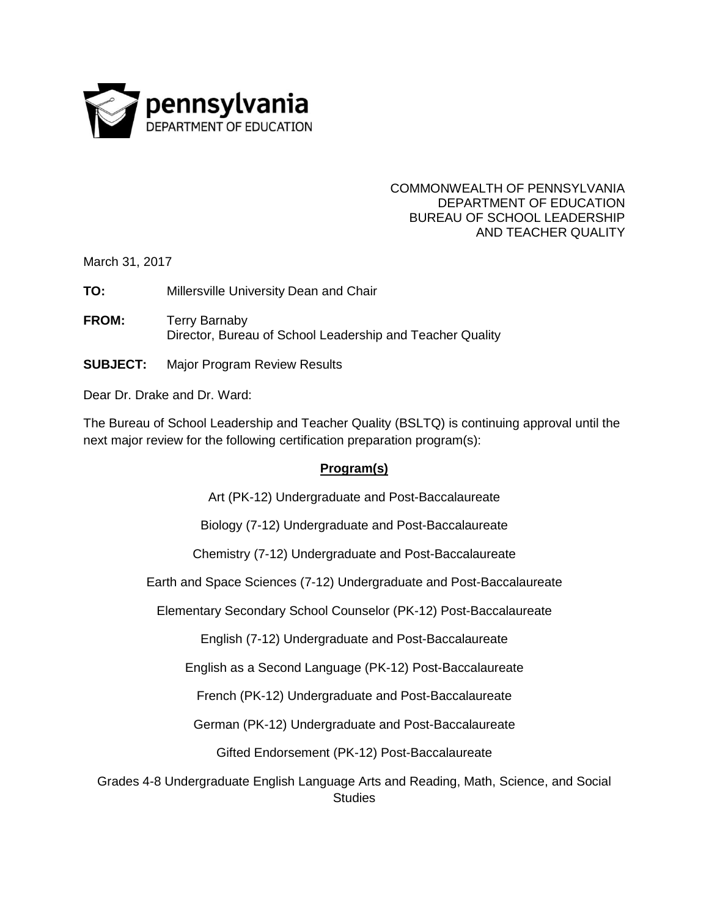pennsylvania
DEPARTMENT OF EDUCATION

COMMONWEALTH OF PENNSYLVANIA
DEPARTMENT OF EDUCATION
BUREAU OF SCHOOL LEADERSHIP
AND TEACHER QUALITY

March 31, 2017

**TO:** Millersville University Dean and Chair

**FROM:** Terry Barnaby
Director, Bureau of School Leadership and Teacher Quality

**SUBJECT:** Major Program Review Results

Dear Dr. Drake and Dr. Ward:

The Bureau of School Leadership and Teacher Quality (BSLTQ) is continuing approval until the next major review for the following certification preparation program(s):

**Program(s)**

Art (PK-12) Undergraduate and Post-Baccalaureate

Biology (7-12) Undergraduate and Post-Baccalaureate

Chemistry (7-12) Undergraduate and Post-Baccalaureate

Earth and Space Sciences (7-12) Undergraduate and Post-Baccalaureate

Elementary Secondary School Counselor (PK-12) Post-Baccalaureate

English (7-12) Undergraduate and Post-Baccalaureate

English as a Second Language (PK-12) Post-Baccalaureate

French (PK-12) Undergraduate and Post-Baccalaureate

German (PK-12) Undergraduate and Post-Baccalaureate

Gifted Endorsement (PK-12) Post-Baccalaureate

Grades 4-8 Undergraduate English Language Arts and Reading, Math, Science, and Social Studies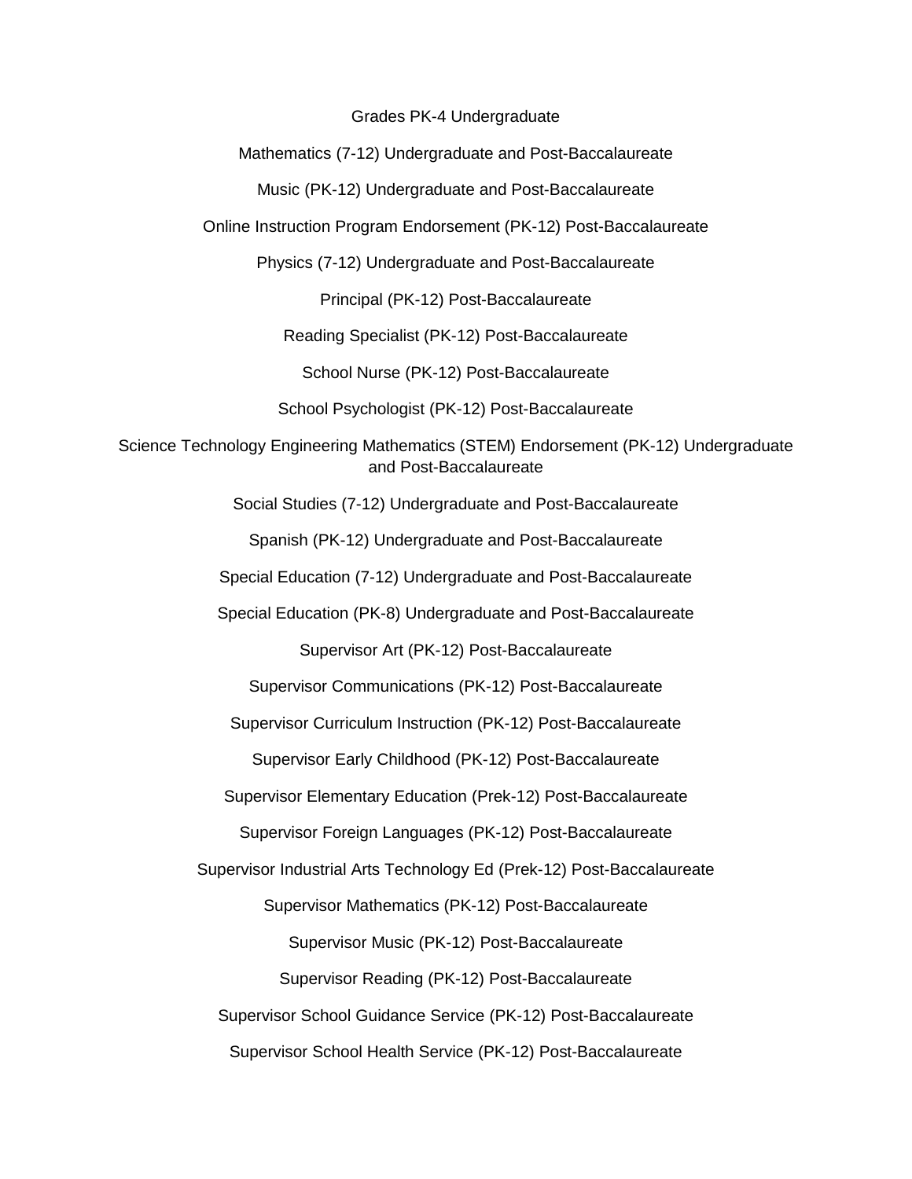Grades PK-4 Undergraduate

Mathematics (7-12) Undergraduate and Post-Baccalaureate

Music (PK-12) Undergraduate and Post-Baccalaureate

Online Instruction Program Endorsement (PK-12) Post-Baccalaureate

Physics (7-12) Undergraduate and Post-Baccalaureate

Principal (PK-12) Post-Baccalaureate

Reading Specialist (PK-12) Post-Baccalaureate

School Nurse (PK-12) Post-Baccalaureate

School Psychologist (PK-12) Post-Baccalaureate

Science Technology Engineering Mathematics (STEM) Endorsement (PK-12) Undergraduate and Post-Baccalaureate

Social Studies (7-12) Undergraduate and Post-Baccalaureate

Spanish (PK-12) Undergraduate and Post-Baccalaureate

Special Education (7-12) Undergraduate and Post-Baccalaureate

Special Education (PK-8) Undergraduate and Post-Baccalaureate

Supervisor Art (PK-12) Post-Baccalaureate

Supervisor Communications (PK-12) Post-Baccalaureate

Supervisor Curriculum Instruction (PK-12) Post-Baccalaureate

Supervisor Early Childhood (PK-12) Post-Baccalaureate

Supervisor Elementary Education (Prek-12) Post-Baccalaureate

Supervisor Foreign Languages (PK-12) Post-Baccalaureate

Supervisor Industrial Arts Technology Ed (Prek-12) Post-Baccalaureate

Supervisor Mathematics (PK-12) Post-Baccalaureate

Supervisor Music (PK-12) Post-Baccalaureate

Supervisor Reading (PK-12) Post-Baccalaureate

Supervisor School Guidance Service (PK-12) Post-Baccalaureate

Supervisor School Health Service (PK-12) Post-Baccalaureate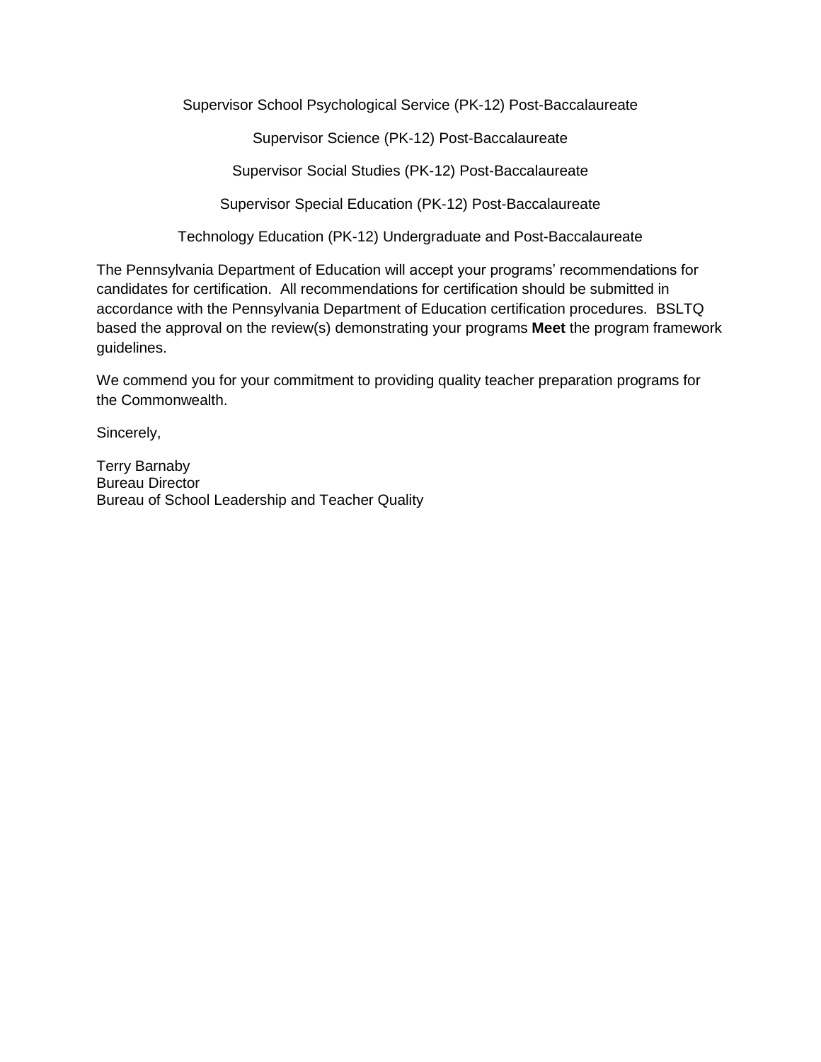Supervisor School Psychological Service (PK-12) Post-Baccalaureate

Supervisor Science (PK-12) Post-Baccalaureate

Supervisor Social Studies (PK-12) Post-Baccalaureate

Supervisor Special Education (PK-12) Post-Baccalaureate

Technology Education (PK-12) Undergraduate and Post-Baccalaureate

The Pennsylvania Department of Education will accept your programs' recommendations for candidates for certification. All recommendations for certification should be submitted in accordance with the Pennsylvania Department of Education certification procedures. BSLTQ based the approval on the review(s) demonstrating your programs **Meet** the program framework guidelines.

We commend you for your commitment to providing quality teacher preparation programs for the Commonwealth.

Sincerely,

Terry Barnaby
Bureau Director
Bureau of School Leadership and Teacher Quality